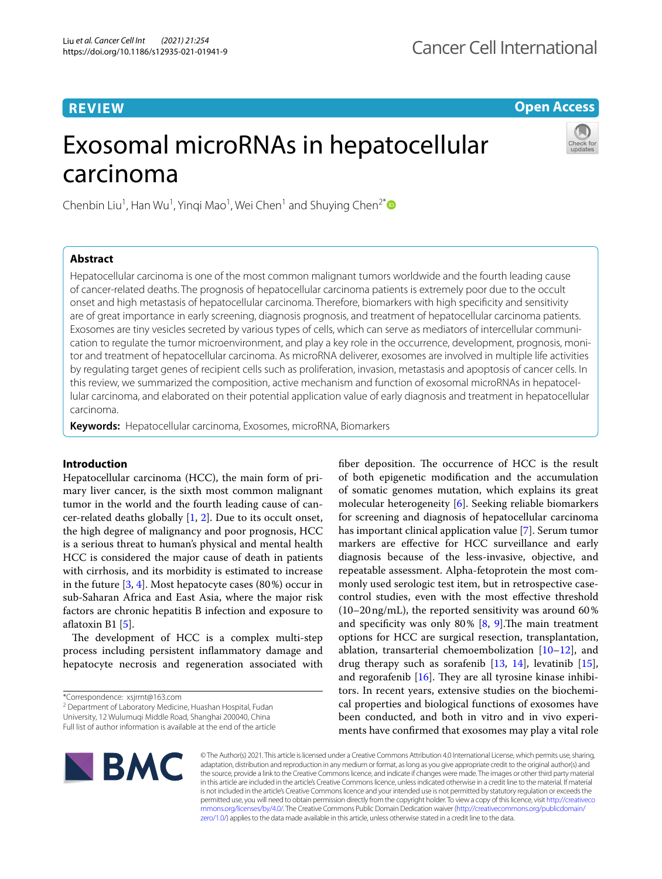REVIEW

Open Access

# Exosomal microRNAs in hepatocellular carcinoma

Chenbin Liu[1], Han Wu[1], Yinqi Mao[1], Wei Chen[1] and Shuying Chen[2*]

## Abstract

Hepatocellular carcinoma is one of the most common malignant tumors worldwide and the fourth leading cause of cancer-related deaths. The prognosis of hepatocellular carcinoma patients is extremely poor due to the occult onset and high metastasis of hepatocellular carcinoma. Therefore, biomarkers with high specificity and sensitivity are of great importance in early screening, diagnosis prognosis, and treatment of hepatocellular carcinoma patients. Exosomes are tiny vesicles secreted by various types of cells, which can serve as mediators of intercellular communication to regulate the tumor microenvironment, and play a key role in the occurrence, development, prognosis, monitor and treatment of hepatocellular carcinoma. As microRNA deliverer, exosomes are involved in multiple life activities by regulating target genes of recipient cells such as proliferation, invasion, metastasis and apoptosis of cancer cells. In this review, we summarized the composition, active mechanism and function of exosomal microRNAs in hepatocellular carcinoma, and elaborated on their potential application value of early diagnosis and treatment in hepatocellular carcinoma.

**Keywords:** Hepatocellular carcinoma, Exosomes, microRNA, Biomarkers

## Introduction

Hepatocellular carcinoma (HCC), the main form of primary liver cancer, is the sixth most common malignant tumor in the world and the fourth leading cause of cancer-related deaths globally [1, 2]. Due to its occult onset, the high degree of malignancy and poor prognosis, HCC is a serious threat to human's physical and mental health HCC is considered the major cause of death in patients with cirrhosis, and its morbidity is estimated to increase in the future [3, 4]. Most hepatocyte cases (80%) occur in sub-Saharan Africa and East Asia, where the major risk factors are chronic hepatitis B infection and exposure to aflatoxin B1 [5].

The development of HCC is a complex multi-step process including persistent inflammatory damage and hepatocyte necrosis and regeneration associated with fiber deposition. The occurrence of HCC is the result of both epigenetic modification and the accumulation of somatic genomes mutation, which explains its great molecular heterogeneity [6]. Seeking reliable biomarkers for screening and diagnosis of hepatocellular carcinoma has important clinical application value [7]. Serum tumor markers are effective for HCC surveillance and early diagnosis because of the less-invasive, objective, and repeatable assessment. Alpha-fetoprotein the most commonly used serologic test item, but in retrospective case-control studies, even with the most effective threshold (10–20 ng/mL), the reported sensitivity was around 60% and specificity was only 80% [8, 9].The main treatment options for HCC are surgical resection, transplantation, ablation, transarterial chemoembolization [10–12], and drug therapy such as sorafenib [13, 14], levatinib [15], and regorafenib [16]. They are all tyrosine kinase inhibitors. In recent years, extensive studies on the biochemical properties and biological functions of exosomes have been conducted, and both in vitro and in vivo experiments have confirmed that exosomes may play a vital role

*Correspondence: xsjrmt@163.com
[2] Department of Laboratory Medicine, Huashan Hospital, Fudan University, 12 Wulumuqi Middle Road, Shanghai 200040, China
Full list of author information is available at the end of the article

© The Author(s) 2021. This article is licensed under a Creative Commons Attribution 4.0 International License, which permits use, sharing, adaptation, distribution and reproduction in any medium or format, as long as you give appropriate credit to the original author(s) and the source, provide a link to the Creative Commons licence, and indicate if changes were made. The images or other third party material in this article are included in the article's Creative Commons licence, unless indicated otherwise in a credit line to the material. If material is not included in the article's Creative Commons licence and your intended use is not permitted by statutory regulation or exceeds the permitted use, you will need to obtain permission directly from the copyright holder. To view a copy of this licence, visit http://creativecommons.org/licenses/by/4.0/. The Creative Commons Public Domain Dedication waiver (http://creativecommons.org/publicdomain/zero/1.0/) applies to the data made available in this article, unless otherwise stated in a credit line to the data.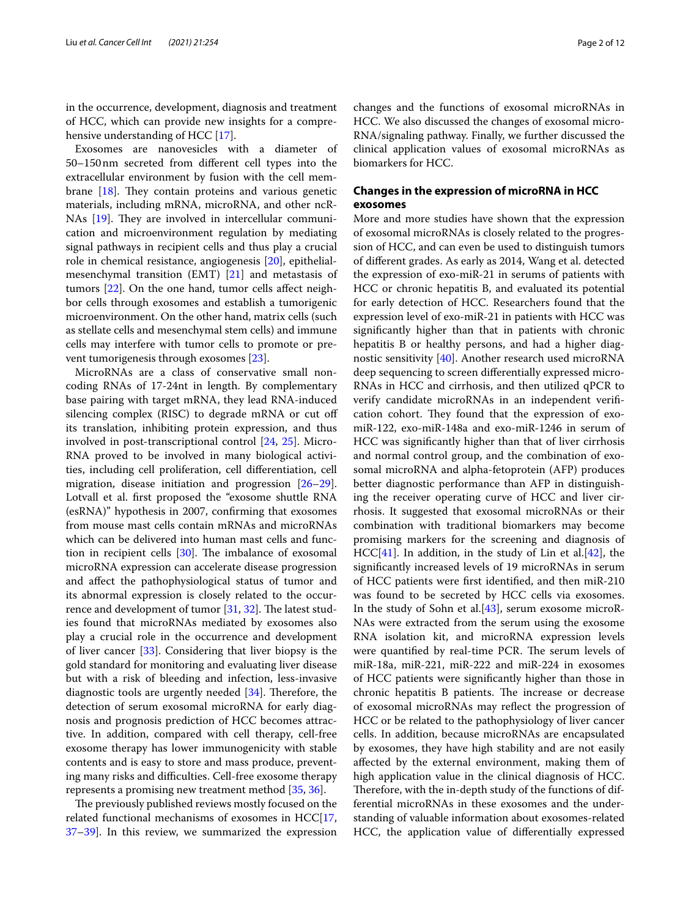in the occurrence, development, diagnosis and treatment of HCC, which can provide new insights for a comprehensive understanding of HCC [17].

Exosomes are nanovesicles with a diameter of 50–150 nm secreted from different cell types into the extracellular environment by fusion with the cell membrane [18]. They contain proteins and various genetic materials, including mRNA, microRNA, and other ncRNAs [19]. They are involved in intercellular communication and microenvironment regulation by mediating signal pathways in recipient cells and thus play a crucial role in chemical resistance, angiogenesis [20], epithelial-mesenchymal transition (EMT) [21] and metastasis of tumors [22]. On the one hand, tumor cells affect neighbor cells through exosomes and establish a tumorigenic microenvironment. On the other hand, matrix cells (such as stellate cells and mesenchymal stem cells) and immune cells may interfere with tumor cells to promote or prevent tumorigenesis through exosomes [23].

MicroRNAs are a class of conservative small non-coding RNAs of 17-24nt in length. By complementary base pairing with target mRNA, they lead RNA-induced silencing complex (RISC) to degrade mRNA or cut off its translation, inhibiting protein expression, and thus involved in post-transcriptional control [24, 25]. MicroRNA proved to be involved in many biological activities, including cell proliferation, cell differentiation, cell migration, disease initiation and progression [26–29]. Lotvall et al. first proposed the "exosome shuttle RNA (esRNA)" hypothesis in 2007, confirming that exosomes from mouse mast cells contain mRNAs and microRNAs which can be delivered into human mast cells and function in recipient cells [30]. The imbalance of exosomal microRNA expression can accelerate disease progression and affect the pathophysiological status of tumor and its abnormal expression is closely related to the occurrence and development of tumor [31, 32]. The latest studies found that microRNAs mediated by exosomes also play a crucial role in the occurrence and development of liver cancer [33]. Considering that liver biopsy is the gold standard for monitoring and evaluating liver disease but with a risk of bleeding and infection, less-invasive diagnostic tools are urgently needed [34]. Therefore, the detection of serum exosomal microRNA for early diagnosis and prognosis prediction of HCC becomes attractive. In addition, compared with cell therapy, cell-free exosome therapy has lower immunogenicity with stable contents and is easy to store and mass produce, preventing many risks and difficulties. Cell-free exosome therapy represents a promising new treatment method [35, 36].

The previously published reviews mostly focused on the related functional mechanisms of exosomes in HCC[17, 37–39]. In this review, we summarized the expression changes and the functions of exosomal microRNAs in HCC. We also discussed the changes of exosomal microRNA/signaling pathway. Finally, we further discussed the clinical application values of exosomal microRNAs as biomarkers for HCC.

## Changes in the expression of microRNA in HCC exosomes

More and more studies have shown that the expression of exosomal microRNAs is closely related to the progression of HCC, and can even be used to distinguish tumors of different grades. As early as 2014, Wang et al. detected the expression of exo-miR-21 in serums of patients with HCC or chronic hepatitis B, and evaluated its potential for early detection of HCC. Researchers found that the expression level of exo-miR-21 in patients with HCC was significantly higher than that in patients with chronic hepatitis B or healthy persons, and had a higher diagnostic sensitivity [40]. Another research used microRNA deep sequencing to screen differentially expressed microRNAs in HCC and cirrhosis, and then utilized qPCR to verify candidate microRNAs in an independent verification cohort. They found that the expression of exo-miR-122, exo-miR-148a and exo-miR-1246 in serum of HCC was significantly higher than that of liver cirrhosis and normal control group, and the combination of exosomal microRNA and alpha-fetoprotein (AFP) produces better diagnostic performance than AFP in distinguishing the receiver operating curve of HCC and liver cirrhosis. It suggested that exosomal microRNAs or their combination with traditional biomarkers may become promising markers for the screening and diagnosis of HCC[41]. In addition, in the study of Lin et al.[42], the significantly increased levels of 19 microRNAs in serum of HCC patients were first identified, and then miR-210 was found to be secreted by HCC cells via exosomes. In the study of Sohn et al.[43], serum exosome microRNAs were extracted from the serum using the exosome RNA isolation kit, and microRNA expression levels were quantified by real-time PCR. The serum levels of miR-18a, miR-221, miR-222 and miR-224 in exosomes of HCC patients were significantly higher than those in chronic hepatitis B patients. The increase or decrease of exosomal microRNAs may reflect the progression of HCC or be related to the pathophysiology of liver cancer cells. In addition, because microRNAs are encapsulated by exosomes, they have high stability and are not easily affected by the external environment, making them of high application value in the clinical diagnosis of HCC. Therefore, with the in-depth study of the functions of differential microRNAs in these exosomes and the understanding of valuable information about exosomes-related HCC, the application value of differentially expressed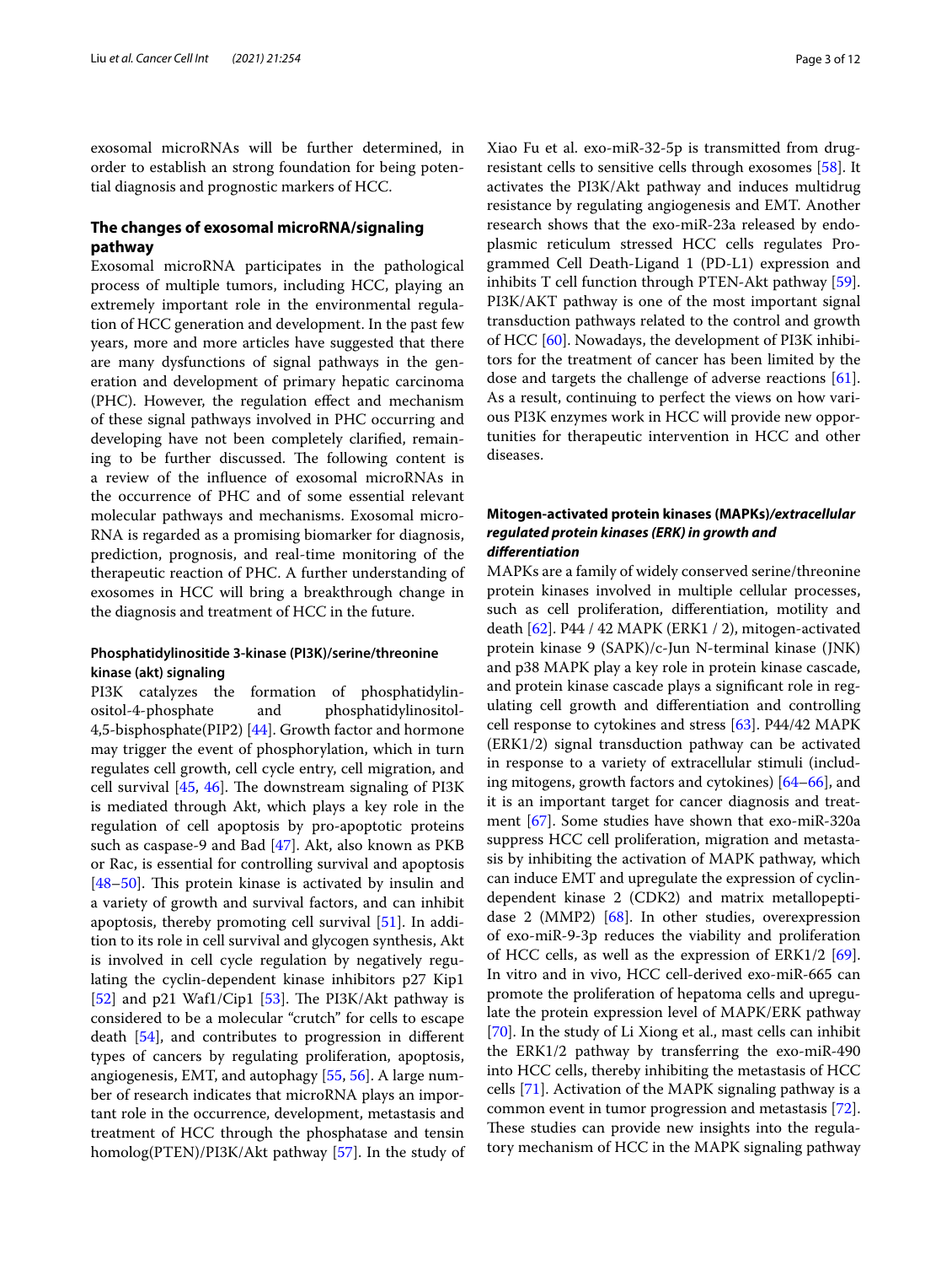exosomal microRNAs will be further determined, in order to establish an strong foundation for being potential diagnosis and prognostic markers of HCC.

## The changes of exosomal microRNA/signaling pathway

Exosomal microRNA participates in the pathological process of multiple tumors, including HCC, playing an extremely important role in the environmental regulation of HCC generation and development. In the past few years, more and more articles have suggested that there are many dysfunctions of signal pathways in the generation and development of primary hepatic carcinoma (PHC). However, the regulation effect and mechanism of these signal pathways involved in PHC occurring and developing have not been completely clarified, remaining to be further discussed. The following content is a review of the influence of exosomal microRNAs in the occurrence of PHC and of some essential relevant molecular pathways and mechanisms. Exosomal microRNA is regarded as a promising biomarker for diagnosis, prediction, prognosis, and real-time monitoring of the therapeutic reaction of PHC. A further understanding of exosomes in HCC will bring a breakthrough change in the diagnosis and treatment of HCC in the future.

### Phosphatidylinositide 3-kinase (PI3K)/serine/threonine kinase (akt) signaling

PI3K catalyzes the formation of phosphatidylinositol-4-phosphate and phosphatidylinositol-4,5-bisphosphate(PIP2) [44]. Growth factor and hormone may trigger the event of phosphorylation, which in turn regulates cell growth, cell cycle entry, cell migration, and cell survival [45, 46]. The downstream signaling of PI3K is mediated through Akt, which plays a key role in the regulation of cell apoptosis by pro-apoptotic proteins such as caspase-9 and Bad [47]. Akt, also known as PKB or Rac, is essential for controlling survival and apoptosis [48–50]. This protein kinase is activated by insulin and a variety of growth and survival factors, and can inhibit apoptosis, thereby promoting cell survival [51]. In addition to its role in cell survival and glycogen synthesis, Akt is involved in cell cycle regulation by negatively regulating the cyclin-dependent kinase inhibitors p27 Kip1 [52] and p21 Waf1/Cip1 [53]. The PI3K/Akt pathway is considered to be a molecular "crutch" for cells to escape death [54], and contributes to progression in different types of cancers by regulating proliferation, apoptosis, angiogenesis, EMT, and autophagy [55, 56]. A large number of research indicates that microRNA plays an important role in the occurrence, development, metastasis and treatment of HCC through the phosphatase and tensin homolog(PTEN)/PI3K/Akt pathway [57]. In the study of Xiao Fu et al. exo-miR-32-5p is transmitted from drug-resistant cells to sensitive cells through exosomes [58]. It activates the PI3K/Akt pathway and induces multidrug resistance by regulating angiogenesis and EMT. Another research shows that the exo-miR-23a released by endoplasmic reticulum stressed HCC cells regulates Programmed Cell Death-Ligand 1 (PD-L1) expression and inhibits T cell function through PTEN-Akt pathway [59]. PI3K/AKT pathway is one of the most important signal transduction pathways related to the control and growth of HCC [60]. Nowadays, the development of PI3K inhibitors for the treatment of cancer has been limited by the dose and targets the challenge of adverse reactions [61]. As a result, continuing to perfect the views on how various PI3K enzymes work in HCC will provide new opportunities for therapeutic intervention in HCC and other diseases.

### Mitogen-activated protein kinases (MAPKs)/*extracellular regulated protein kinases (ERK) in growth and differentiation*

MAPKs are a family of widely conserved serine/threonine protein kinases involved in multiple cellular processes, such as cell proliferation, differentiation, motility and death [62]. P44 / 42 MAPK (ERK1 / 2), mitogen-activated protein kinase 9 (SAPK)/c-Jun N-terminal kinase (JNK) and p38 MAPK play a key role in protein kinase cascade, and protein kinase cascade plays a significant role in regulating cell growth and differentiation and controlling cell response to cytokines and stress [63]. P44/42 MAPK (ERK1/2) signal transduction pathway can be activated in response to a variety of extracellular stimuli (including mitogens, growth factors and cytokines) [64–66], and it is an important target for cancer diagnosis and treatment [67]. Some studies have shown that exo-miR-320a suppress HCC cell proliferation, migration and metastasis by inhibiting the activation of MAPK pathway, which can induce EMT and upregulate the expression of cyclin-dependent kinase 2 (CDK2) and matrix metallopeptidase 2 (MMP2) [68]. In other studies, overexpression of exo-miR-9-3p reduces the viability and proliferation of HCC cells, as well as the expression of ERK1/2 [69]. In vitro and in vivo, HCC cell-derived exo-miR-665 can promote the proliferation of hepatoma cells and upregulate the protein expression level of MAPK/ERK pathway [70]. In the study of Li Xiong et al., mast cells can inhibit the ERK1/2 pathway by transferring the exo-miR-490 into HCC cells, thereby inhibiting the metastasis of HCC cells [71]. Activation of the MAPK signaling pathway is a common event in tumor progression and metastasis [72]. These studies can provide new insights into the regulatory mechanism of HCC in the MAPK signaling pathway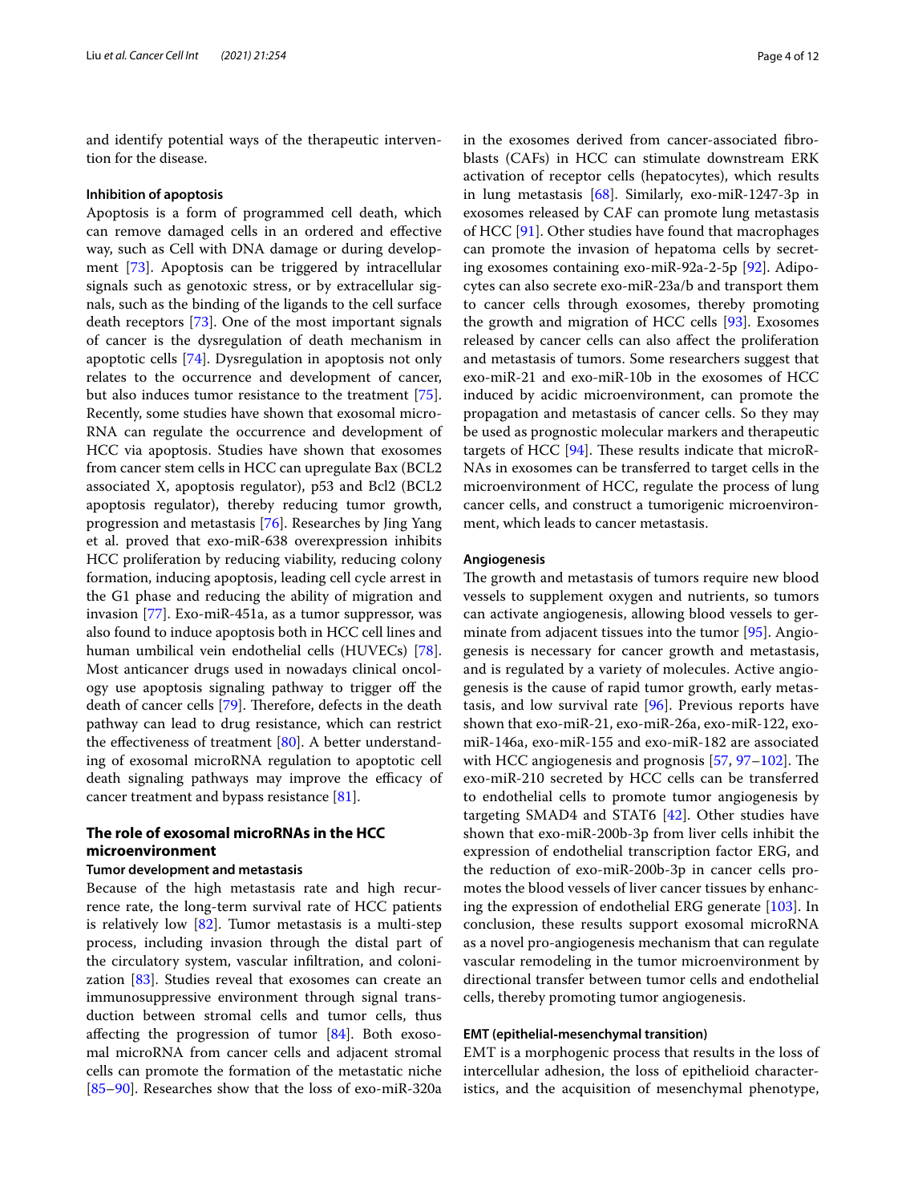and identify potential ways of the therapeutic intervention for the disease.

### Inhibition of apoptosis

Apoptosis is a form of programmed cell death, which can remove damaged cells in an ordered and effective way, such as Cell with DNA damage or during development [73]. Apoptosis can be triggered by intracellular signals such as genotoxic stress, or by extracellular signals, such as the binding of the ligands to the cell surface death receptors [73]. One of the most important signals of cancer is the dysregulation of death mechanism in apoptotic cells [74]. Dysregulation in apoptosis not only relates to the occurrence and development of cancer, but also induces tumor resistance to the treatment [75]. Recently, some studies have shown that exosomal microRNA can regulate the occurrence and development of HCC via apoptosis. Studies have shown that exosomes from cancer stem cells in HCC can upregulate Bax (BCL2 associated X, apoptosis regulator), p53 and Bcl2 (BCL2 apoptosis regulator), thereby reducing tumor growth, progression and metastasis [76]. Researches by Jing Yang et al. proved that exo-miR-638 overexpression inhibits HCC proliferation by reducing viability, reducing colony formation, inducing apoptosis, leading cell cycle arrest in the G1 phase and reducing the ability of migration and invasion [77]. Exo-miR-451a, as a tumor suppressor, was also found to induce apoptosis both in HCC cell lines and human umbilical vein endothelial cells (HUVECs) [78]. Most anticancer drugs used in nowadays clinical oncology use apoptosis signaling pathway to trigger off the death of cancer cells [79]. Therefore, defects in the death pathway can lead to drug resistance, which can restrict the effectiveness of treatment [80]. A better understanding of exosomal microRNA regulation to apoptotic cell death signaling pathways may improve the efficacy of cancer treatment and bypass resistance [81].

## The role of exosomal microRNAs in the HCC microenvironment

### Tumor development and metastasis

Because of the high metastasis rate and high recurrence rate, the long-term survival rate of HCC patients is relatively low [82]. Tumor metastasis is a multi-step process, including invasion through the distal part of the circulatory system, vascular infiltration, and colonization [83]. Studies reveal that exosomes can create an immunosuppressive environment through signal transduction between stromal cells and tumor cells, thus affecting the progression of tumor [84]. Both exosomal microRNA from cancer cells and adjacent stromal cells can promote the formation of the metastatic niche [85–90]. Researches show that the loss of exo-miR-320a in the exosomes derived from cancer-associated fibroblasts (CAFs) in HCC can stimulate downstream ERK activation of receptor cells (hepatocytes), which results in lung metastasis [68]. Similarly, exo-miR-1247-3p in exosomes released by CAF can promote lung metastasis of HCC [91]. Other studies have found that macrophages can promote the invasion of hepatoma cells by secreting exosomes containing exo-miR-92a-2-5p [92]. Adipocytes can also secrete exo-miR-23a/b and transport them to cancer cells through exosomes, thereby promoting the growth and migration of HCC cells [93]. Exosomes released by cancer cells can also affect the proliferation and metastasis of tumors. Some researchers suggest that exo-miR-21 and exo-miR-10b in the exosomes of HCC induced by acidic microenvironment, can promote the propagation and metastasis of cancer cells. So they may be used as prognostic molecular markers and therapeutic targets of HCC [94]. These results indicate that microRNAs in exosomes can be transferred to target cells in the microenvironment of HCC, regulate the process of lung cancer cells, and construct a tumorigenic microenvironment, which leads to cancer metastasis.

### Angiogenesis

The growth and metastasis of tumors require new blood vessels to supplement oxygen and nutrients, so tumors can activate angiogenesis, allowing blood vessels to germinate from adjacent tissues into the tumor [95]. Angiogenesis is necessary for cancer growth and metastasis, and is regulated by a variety of molecules. Active angiogenesis is the cause of rapid tumor growth, early metastasis, and low survival rate [96]. Previous reports have shown that exo-miR-21, exo-miR-26a, exo-miR-122, exo-miR-146a, exo-miR-155 and exo-miR-182 are associated with HCC angiogenesis and prognosis [57, 97–102]. The exo-miR-210 secreted by HCC cells can be transferred to endothelial cells to promote tumor angiogenesis by targeting SMAD4 and STAT6 [42]. Other studies have shown that exo-miR-200b-3p from liver cells inhibit the expression of endothelial transcription factor ERG, and the reduction of exo-miR-200b-3p in cancer cells promotes the blood vessels of liver cancer tissues by enhancing the expression of endothelial ERG generate [103]. In conclusion, these results support exosomal microRNA as a novel pro-angiogenesis mechanism that can regulate vascular remodeling in the tumor microenvironment by directional transfer between tumor cells and endothelial cells, thereby promoting tumor angiogenesis.

### EMT (epithelial-mesenchymal transition)

EMT is a morphogenic process that results in the loss of intercellular adhesion, the loss of epithelioid characteristics, and the acquisition of mesenchymal phenotype,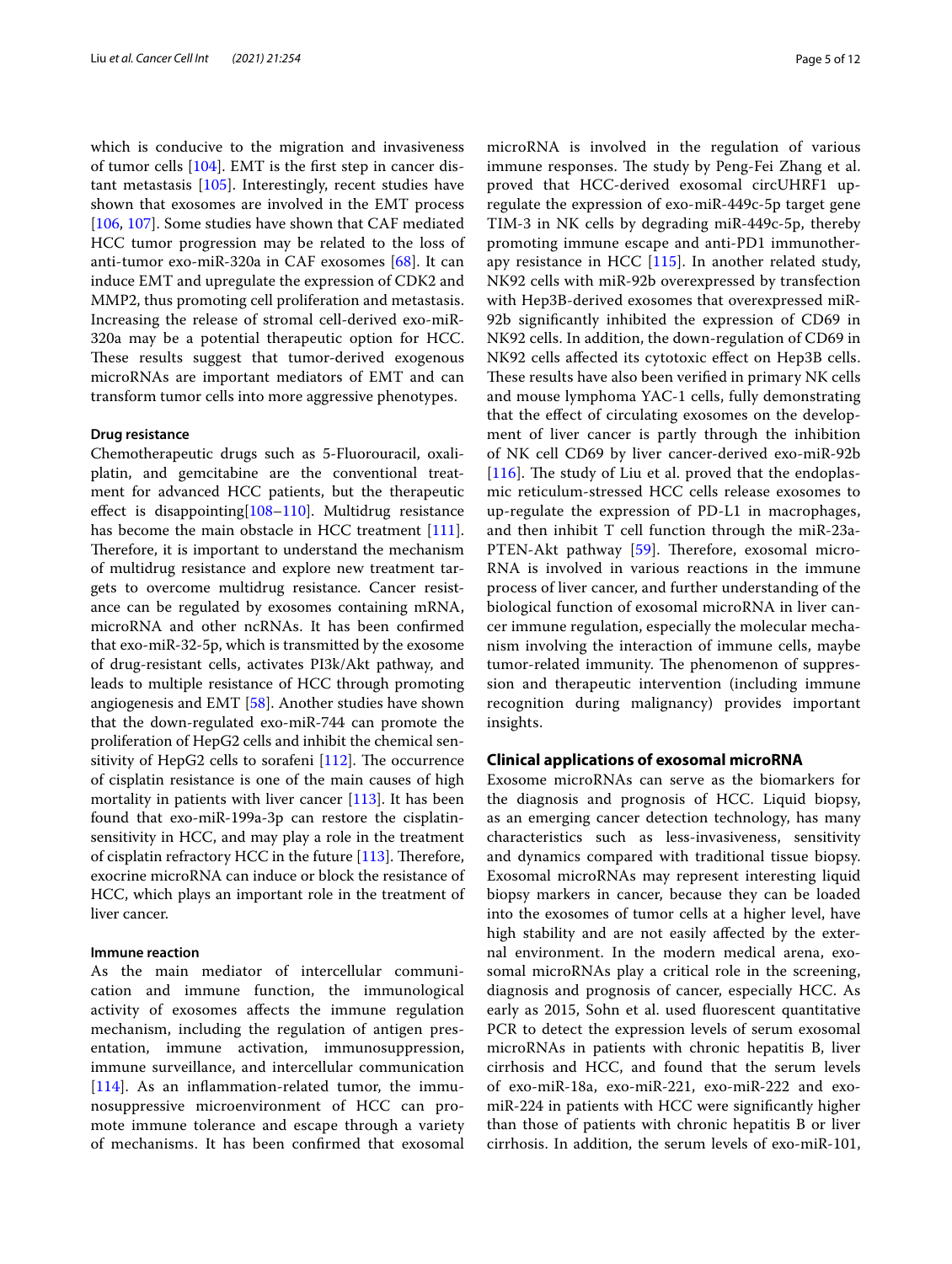which is conducive to the migration and invasiveness of tumor cells [104]. EMT is the first step in cancer distant metastasis [105]. Interestingly, recent studies have shown that exosomes are involved in the EMT process [106, 107]. Some studies have shown that CAF mediated HCC tumor progression may be related to the loss of anti-tumor exo-miR-320a in CAF exosomes [68]. It can induce EMT and upregulate the expression of CDK2 and MMP2, thus promoting cell proliferation and metastasis. Increasing the release of stromal cell-derived exo-miR-320a may be a potential therapeutic option for HCC. These results suggest that tumor-derived exogenous microRNAs are important mediators of EMT and can transform tumor cells into more aggressive phenotypes.

### Drug resistance

Chemotherapeutic drugs such as 5-Fluorouracil, oxaliplatin, and gemcitabine are the conventional treatment for advanced HCC patients, but the therapeutic effect is disappointing[108–110]. Multidrug resistance has become the main obstacle in HCC treatment [111]. Therefore, it is important to understand the mechanism of multidrug resistance and explore new treatment targets to overcome multidrug resistance. Cancer resistance can be regulated by exosomes containing mRNA, microRNA and other ncRNAs. It has been confirmed that exo-miR-32-5p, which is transmitted by the exosome of drug-resistant cells, activates PI3k/Akt pathway, and leads to multiple resistance of HCC through promoting angiogenesis and EMT [58]. Another studies have shown that the down-regulated exo-miR-744 can promote the proliferation of HepG2 cells and inhibit the chemical sensitivity of HepG2 cells to sorafeni [112]. The occurrence of cisplatin resistance is one of the main causes of high mortality in patients with liver cancer [113]. It has been found that exo-miR-199a-3p can restore the cisplatin-sensitivity in HCC, and may play a role in the treatment of cisplatin refractory HCC in the future [113]. Therefore, exocrine microRNA can induce or block the resistance of HCC, which plays an important role in the treatment of liver cancer.

### Immune reaction

As the main mediator of intercellular communication and immune function, the immunological activity of exosomes affects the immune regulation mechanism, including the regulation of antigen presentation, immune activation, immunosuppression, immune surveillance, and intercellular communication [114]. As an inflammation-related tumor, the immunosuppressive microenvironment of HCC can promote immune tolerance and escape through a variety of mechanisms. It has been confirmed that exosomal microRNA is involved in the regulation of various immune responses. The study by Peng-Fei Zhang et al. proved that HCC-derived exosomal circUHRF1 up-regulate the expression of exo-miR-449c-5p target gene TIM-3 in NK cells by degrading miR-449c-5p, thereby promoting immune escape and anti-PD1 immunotherapy resistance in HCC [115]. In another related study, NK92 cells with miR-92b overexpressed by transfection with Hep3B-derived exosomes that overexpressed miR-92b significantly inhibited the expression of CD69 in NK92 cells. In addition, the down-regulation of CD69 in NK92 cells affected its cytotoxic effect on Hep3B cells. These results have also been verified in primary NK cells and mouse lymphoma YAC-1 cells, fully demonstrating that the effect of circulating exosomes on the development of liver cancer is partly through the inhibition of NK cell CD69 by liver cancer-derived exo-miR-92b [116]. The study of Liu et al. proved that the endoplasmic reticulum-stressed HCC cells release exosomes to up-regulate the expression of PD-L1 in macrophages, and then inhibit T cell function through the miR-23a-PTEN-Akt pathway [59]. Therefore, exosomal microRNA is involved in various reactions in the immune process of liver cancer, and further understanding of the biological function of exosomal microRNA in liver cancer immune regulation, especially the molecular mechanism involving the interaction of immune cells, maybe tumor-related immunity. The phenomenon of suppression and therapeutic intervention (including immune recognition during malignancy) provides important insights.

## Clinical applications of exosomal microRNA

Exosome microRNAs can serve as the biomarkers for the diagnosis and prognosis of HCC. Liquid biopsy, as an emerging cancer detection technology, has many characteristics such as less-invasiveness, sensitivity and dynamics compared with traditional tissue biopsy. Exosomal microRNAs may represent interesting liquid biopsy markers in cancer, because they can be loaded into the exosomes of tumor cells at a higher level, have high stability and are not easily affected by the external environment. In the modern medical arena, exosomal microRNAs play a critical role in the screening, diagnosis and prognosis of cancer, especially HCC. As early as 2015, Sohn et al. used fluorescent quantitative PCR to detect the expression levels of serum exosomal microRNAs in patients with chronic hepatitis B, liver cirrhosis and HCC, and found that the serum levels of exo-miR-18a, exo-miR-221, exo-miR-222 and exo-miR-224 in patients with HCC were significantly higher than those of patients with chronic hepatitis B or liver cirrhosis. In addition, the serum levels of exo-miR-101,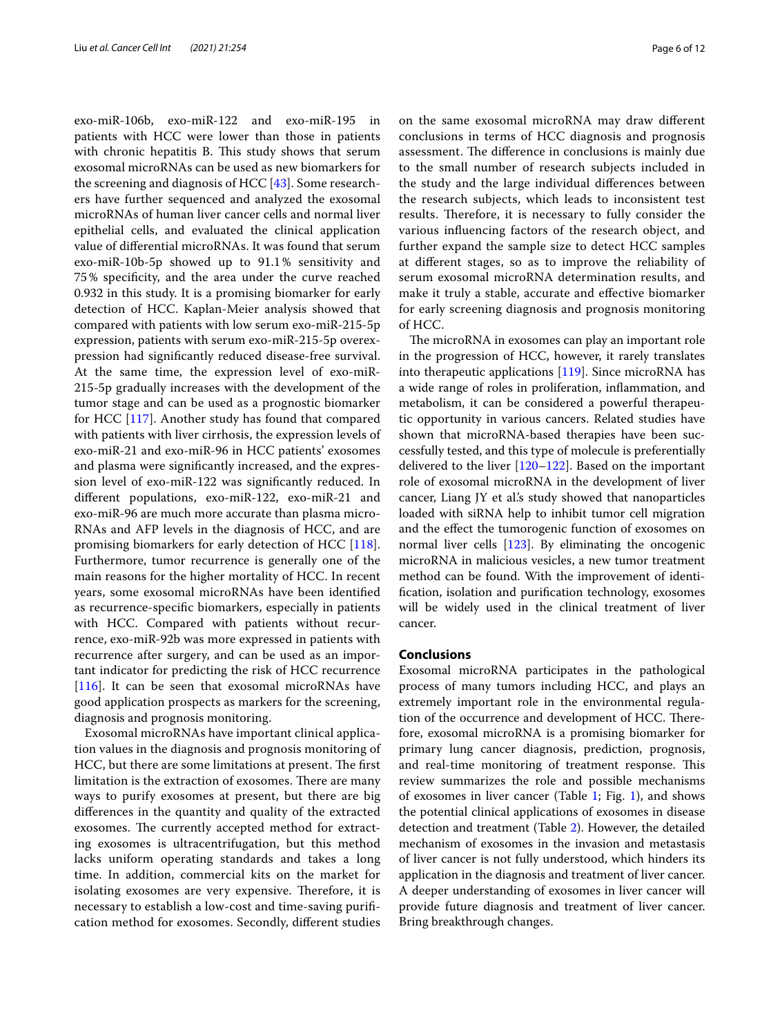exo-miR-106b, exo-miR-122 and exo-miR-195 in patients with HCC were lower than those in patients with chronic hepatitis B. This study shows that serum exosomal microRNAs can be used as new biomarkers for the screening and diagnosis of HCC [43]. Some researchers have further sequenced and analyzed the exosomal microRNAs of human liver cancer cells and normal liver epithelial cells, and evaluated the clinical application value of differential microRNAs. It was found that serum exo-miR-10b-5p showed up to 91.1% sensitivity and 75% specificity, and the area under the curve reached 0.932 in this study. It is a promising biomarker for early detection of HCC. Kaplan-Meier analysis showed that compared with patients with low serum exo-miR-215-5p expression, patients with serum exo-miR-215-5p overexpression had significantly reduced disease-free survival. At the same time, the expression level of exo-miR-215-5p gradually increases with the development of the tumor stage and can be used as a prognostic biomarker for HCC [117]. Another study has found that compared with patients with liver cirrhosis, the expression levels of exo-miR-21 and exo-miR-96 in HCC patients' exosomes and plasma were significantly increased, and the expression level of exo-miR-122 was significantly reduced. In different populations, exo-miR-122, exo-miR-21 and exo-miR-96 are much more accurate than plasma microRNAs and AFP levels in the diagnosis of HCC, and are promising biomarkers for early detection of HCC [118]. Furthermore, tumor recurrence is generally one of the main reasons for the higher mortality of HCC. In recent years, some exosomal microRNAs have been identified as recurrence-specific biomarkers, especially in patients with HCC. Compared with patients without recurrence, exo-miR-92b was more expressed in patients with recurrence after surgery, and can be used as an important indicator for predicting the risk of HCC recurrence [116]. It can be seen that exosomal microRNAs have good application prospects as markers for the screening, diagnosis and prognosis monitoring.

Exosomal microRNAs have important clinical application values in the diagnosis and prognosis monitoring of HCC, but there are some limitations at present. The first limitation is the extraction of exosomes. There are many ways to purify exosomes at present, but there are big differences in the quantity and quality of the extracted exosomes. The currently accepted method for extracting exosomes is ultracentrifugation, but this method lacks uniform operating standards and takes a long time. In addition, commercial kits on the market for isolating exosomes are very expensive. Therefore, it is necessary to establish a low-cost and time-saving purification method for exosomes. Secondly, different studies on the same exosomal microRNA may draw different conclusions in terms of HCC diagnosis and prognosis assessment. The difference in conclusions is mainly due to the small number of research subjects included in the study and the large individual differences between the research subjects, which leads to inconsistent test results. Therefore, it is necessary to fully consider the various influencing factors of the research object, and further expand the sample size to detect HCC samples at different stages, so as to improve the reliability of serum exosomal microRNA determination results, and make it truly a stable, accurate and effective biomarker for early screening diagnosis and prognosis monitoring of HCC.

The microRNA in exosomes can play an important role in the progression of HCC, however, it rarely translates into therapeutic applications [119]. Since microRNA has a wide range of roles in proliferation, inflammation, and metabolism, it can be considered a powerful therapeutic opportunity in various cancers. Related studies have shown that microRNA-based therapies have been successfully tested, and this type of molecule is preferentially delivered to the liver [120–122]. Based on the important role of exosomal microRNA in the development of liver cancer, Liang JY et al.'s study showed that nanoparticles loaded with siRNA help to inhibit tumor cell migration and the effect the tumorogenic function of exosomes on normal liver cells [123]. By eliminating the oncogenic microRNA in malicious vesicles, a new tumor treatment method can be found. With the improvement of identification, isolation and purification technology, exosomes will be widely used in the clinical treatment of liver cancer.

## Conclusions

Exosomal microRNA participates in the pathological process of many tumors including HCC, and plays an extremely important role in the environmental regulation of the occurrence and development of HCC. Therefore, exosomal microRNA is a promising biomarker for primary lung cancer diagnosis, prediction, prognosis, and real-time monitoring of treatment response. This review summarizes the role and possible mechanisms of exosomes in liver cancer (Table 1; Fig. 1), and shows the potential clinical applications of exosomes in disease detection and treatment (Table 2). However, the detailed mechanism of exosomes in the invasion and metastasis of liver cancer is not fully understood, which hinders its application in the diagnosis and treatment of liver cancer. A deeper understanding of exosomes in liver cancer will provide future diagnosis and treatment of liver cancer. Bring breakthrough changes.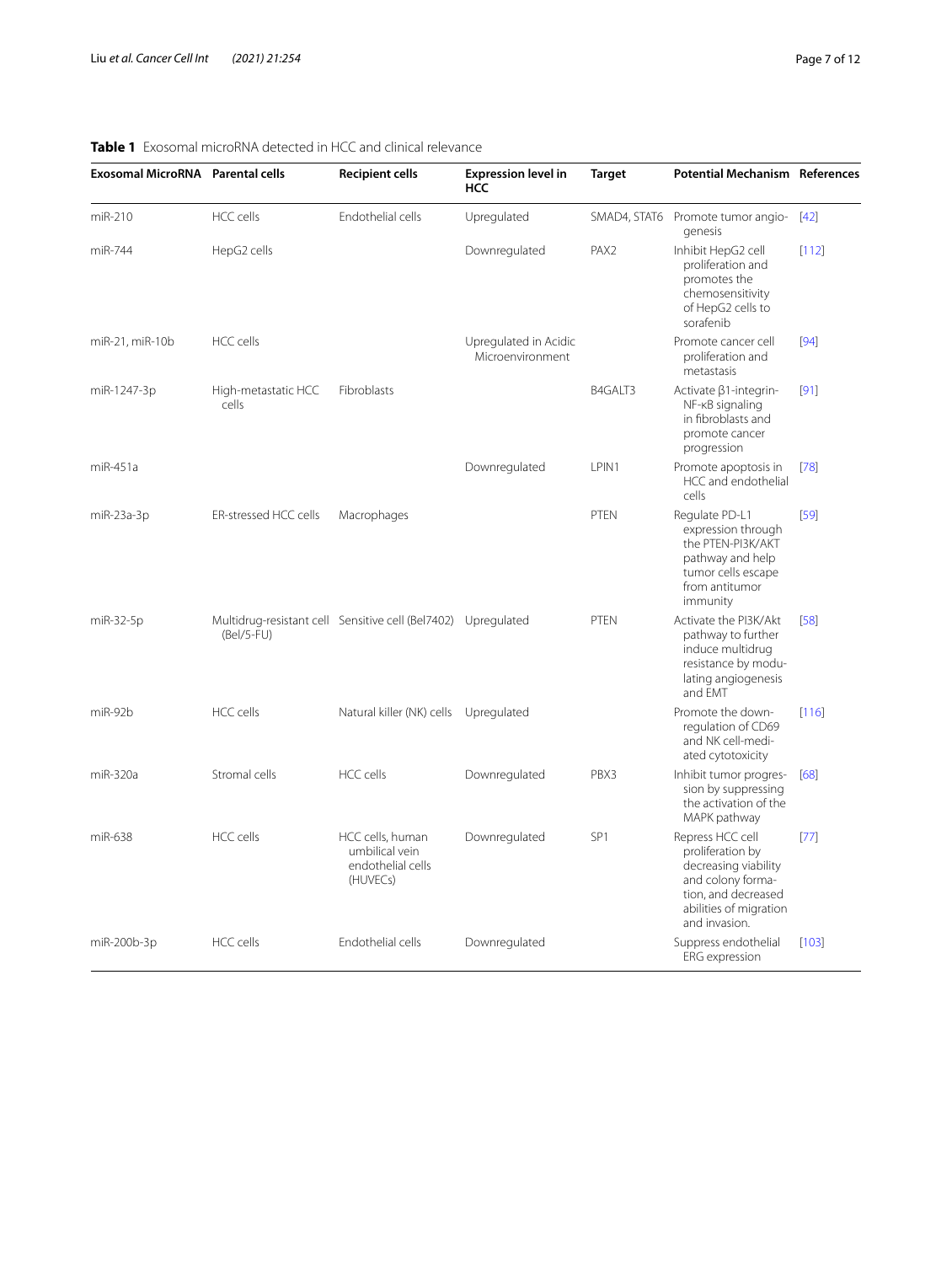**Table 1** Exosomal microRNA detected in HCC and clinical relevance

| Exosomal MicroRNA | Parental cells | Recipient cells | Expression level in HCC | Target | Potential Mechanism | References |
|---|---|---|---|---|---|---|
| miR-210 | HCC cells | Endothelial cells | Upregulated | SMAD4, STAT6 | Promote tumor angiogenesis | [42] |
| miR-744 | HepG2 cells | | Downregulated | PAX2 | Inhibit HepG2 cell proliferation and promotes the chemosensitivity of HepG2 cells to sorafenib | [112] |
| miR-21, miR-10b | HCC cells | | Upregulated in Acidic Microenvironment | | Promote cancer cell proliferation and metastasis | [94] |
| miR-1247-3p | High-metastatic HCC cells | Fibroblasts | | B4GALT3 | Activate β1-integrin-NF-κB signaling in fibroblasts and promote cancer progression | [91] |
| miR-451a | | | Downregulated | LPIN1 | Promote apoptosis in HCC and endothelial cells | [78] |
| miR-23a-3p | ER-stressed HCC cells | Macrophages | | PTEN | Regulate PD-L1 expression through the PTEN-PI3K/AKT pathway and help tumor cells escape from antitumor immunity | [59] |
| miR-32-5p | Multidrug-resistant cell (Bel/5-FU) | Sensitive cell (Bel7402) | Upregulated | PTEN | Activate the PI3K/Akt pathway to further induce multidrug resistance by modulating angiogenesis and EMT | [58] |
| miR-92b | HCC cells | Natural killer (NK) cells | Upregulated | | Promote the downregulation of CD69 and NK cell-mediated cytotoxicity | [116] |
| miR-320a | Stromal cells | HCC cells | Downregulated | PBX3 | Inhibit tumor progression by suppressing the activation of the MAPK pathway | [68] |
| miR-638 | HCC cells | HCC cells, human umbilical vein endothelial cells (HUVECs) | Downregulated | SP1 | Repress HCC cell proliferation by decreasing viability and colony formation, and decreased abilities of migration and invasion. | [77] |
| miR-200b-3p | HCC cells | Endothelial cells | Downregulated | | Suppress endothelial ERG expression | [103] |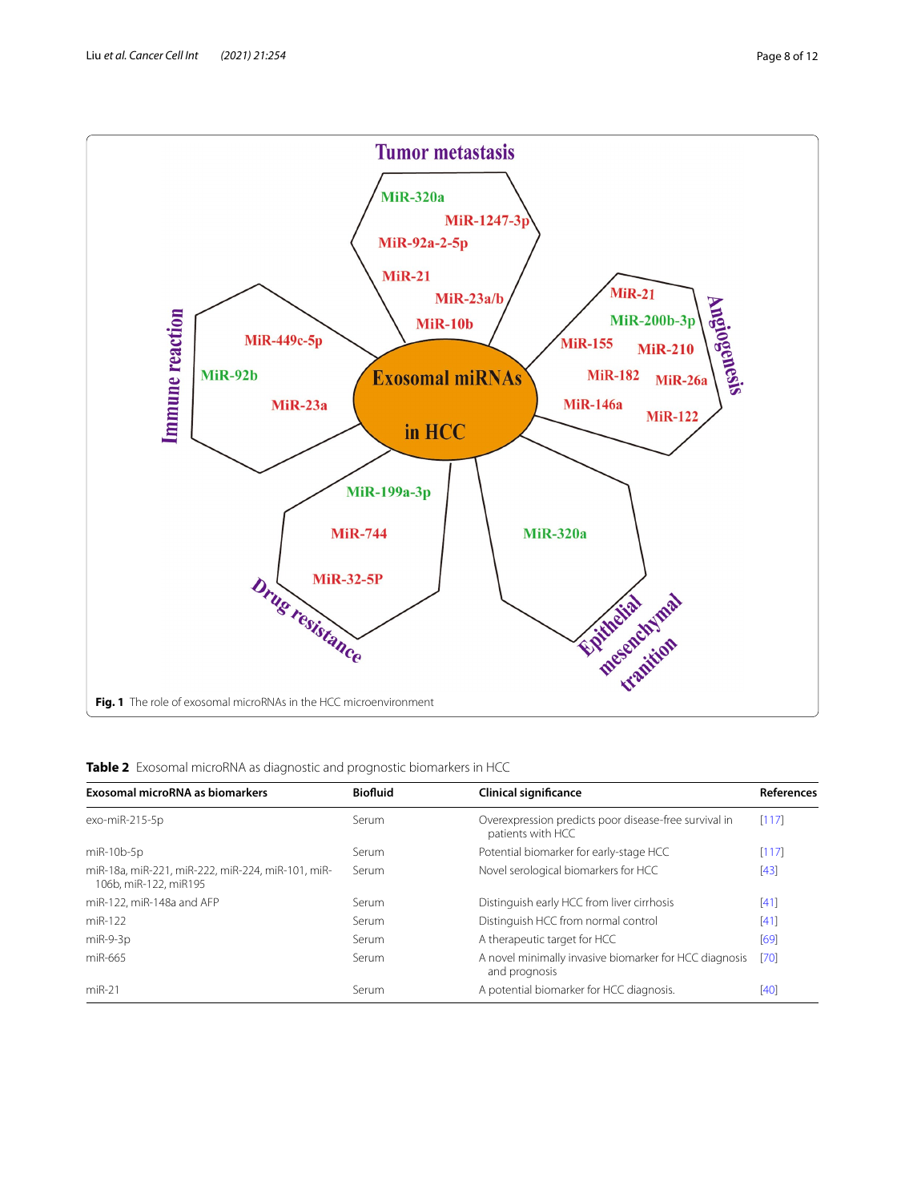**Fig. 1** The role of exosomal microRNAs in the HCC microenvironment

**Table 2** Exosomal microRNA as diagnostic and prognostic biomarkers in HCC

| Exosomal microRNA as biomarkers | Biofluid | Clinical significance | References |
|---|---|---|---|
| exo-miR-215-5p | Serum | Overexpression predicts poor disease-free survival in patients with HCC | [117] |
| miR-10b-5p | Serum | Potential biomarker for early-stage HCC | [117] |
| miR-18a, miR-221, miR-222, miR-224, miR-101, miR-106b, miR-122, miR195 | Serum | Novel serological biomarkers for HCC | [43] |
| miR-122, miR-148a and AFP | Serum | Distinguish early HCC from liver cirrhosis | [41] |
| miR-122 | Serum | Distinguish HCC from normal control | [41] |
| miR-9-3p | Serum | A therapeutic target for HCC | [69] |
| miR-665 | Serum | A novel minimally invasive biomarker for HCC diagnosis and prognosis | [70] |
| miR-21 | Serum | A potential biomarker for HCC diagnosis. | [40] |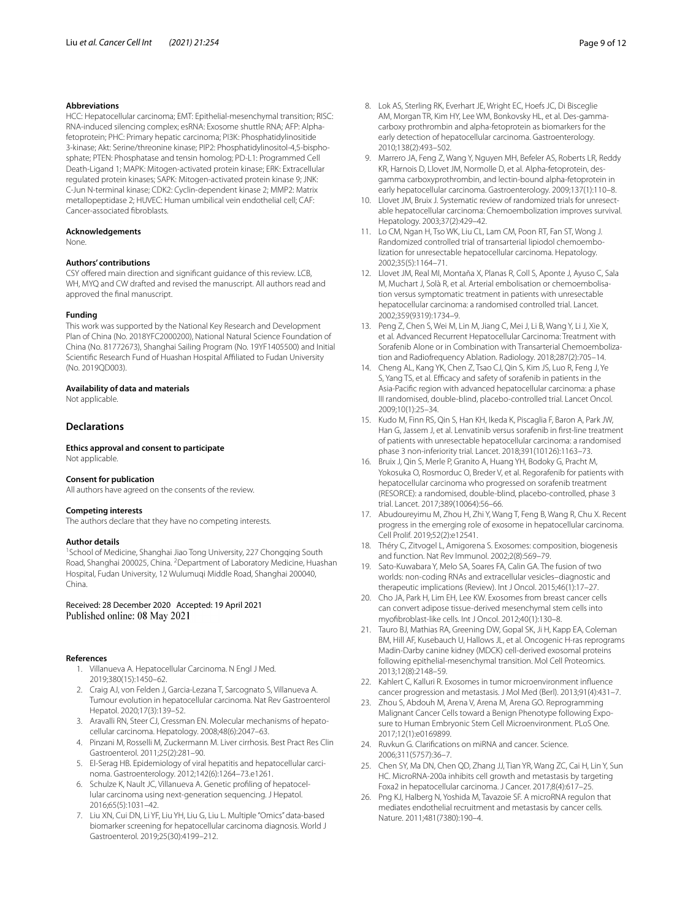### Abbreviations

HCC: Hepatocellular carcinoma; EMT: Epithelial-mesenchymal transition; RISC: RNA-induced silencing complex; esRNA: Exosome shuttle RNA; AFP: Alpha-fetoprotein; PHC: Primary hepatic carcinoma; PI3K: Phosphatidylinositide 3-kinase; Akt: Serine/threonine kinase; PIP2: Phosphatidylinositol-4,5-bisphosphate; PTEN: Phosphatase and tensin homolog; PD-L1: Programmed Cell Death-Ligand 1; MAPK: Mitogen-activated protein kinase; ERK: Extracellular regulated protein kinases; SAPK: Mitogen-activated protein kinase 9; JNK: C-Jun N-terminal kinase; CDK2: Cyclin-dependent kinase 2; MMP2: Matrix metallopeptidase 2; HUVEC: Human umbilical vein endothelial cell; CAF: Cancer-associated fibroblasts.

### Acknowledgements

None.

### Authors' contributions

CSY offered main direction and significant guidance of this review. LCB, WH, MYQ and CW drafted and revised the manuscript. All authors read and approved the final manuscript.

### Funding

This work was supported by the National Key Research and Development Plan of China (No. 2018YFC2000200), National Natural Science Foundation of China (No. 81772673), Shanghai Sailing Program (No. 19YF1405500) and Initial Scientific Research Fund of Huashan Hospital Affiliated to Fudan University (No. 2019QD003).

### Availability of data and materials

Not applicable.

## Declarations

### Ethics approval and consent to participate

Not applicable.

### Consent for publication

All authors have agreed on the consents of the review.

### Competing interests

The authors declare that they have no competing interests.

### Author details

[1]School of Medicine, Shanghai Jiao Tong University, 227 Chongqing South Road, Shanghai 200025, China. [2]Department of Laboratory Medicine, Huashan Hospital, Fudan University, 12 Wulumuqi Middle Road, Shanghai 200040, China.

Received: 28 December 2020 Accepted: 19 April 2021
Published online: 08 May 2021

### References

1. Villanueva A. Hepatocellular Carcinoma. N Engl J Med. 2019;380(15):1450–62.
2. Craig AJ, von Felden J, Garcia-Lezana T, Sarcognato S, Villanueva A. Tumour evolution in hepatocellular carcinoma. Nat Rev Gastroenterol Hepatol. 2020;17(3):139–52.
3. Aravalli RN, Steer CJ, Cressman EN. Molecular mechanisms of hepatocellular carcinoma. Hepatology. 2008;48(6):2047–63.
4. Pinzani M, Rosselli M, Zuckermann M. Liver cirrhosis. Best Pract Res Clin Gastroenterol. 2011;25(2):281–90.
5. El-Serag HB. Epidemiology of viral hepatitis and hepatocellular carcinoma. Gastroenterology. 2012;142(6):1264–73.e1261.
6. Schulze K, Nault JC, Villanueva A. Genetic profiling of hepatocellular carcinoma using next-generation sequencing. J Hepatol. 2016;65(5):1031–42.
7. Liu XN, Cui DN, Li YF, Liu YH, Liu G, Liu L. Multiple "Omics" data-based biomarker screening for hepatocellular carcinoma diagnosis. World J Gastroenterol. 2019;25(30):4199–212.
8. Lok AS, Sterling RK, Everhart JE, Wright EC, Hoefs JC, Di Bisceglie AM, Morgan TR, Kim HY, Lee WM, Bonkovsky HL, et al. Des-gamma-carboxy prothrombin and alpha-fetoprotein as biomarkers for the early detection of hepatocellular carcinoma. Gastroenterology. 2010;138(2):493–502.
9. Marrero JA, Feng Z, Wang Y, Nguyen MH, Befeler AS, Roberts LR, Reddy KR, Harnois D, Llovet JM, Normolle D, et al. Alpha-fetoprotein, des-gamma carboxyprothrombin, and lectin-bound alpha-fetoprotein in early hepatocellular carcinoma. Gastroenterology. 2009;137(1):110–8.
10. Llovet JM, Bruix J. Systematic review of randomized trials for unresectable hepatocellular carcinoma: Chemoembolization improves survival. Hepatology. 2003;37(2):429–42.
11. Lo CM, Ngan H, Tso WK, Liu CL, Lam CM, Poon RT, Fan ST, Wong J. Randomized controlled trial of transarterial lipiodol chemoembolization for unresectable hepatocellular carcinoma. Hepatology. 2002;35(5):1164–71.
12. Llovet JM, Real MI, Montaña X, Planas R, Coll S, Aponte J, Ayuso C, Sala M, Muchart J, Solà R, et al. Arterial embolisation or chemoembolisation versus symptomatic treatment in patients with unresectable hepatocellular carcinoma: a randomised controlled trial. Lancet. 2002;359(9319):1734–9.
13. Peng Z, Chen S, Wei M, Lin M, Jiang C, Mei J, Li B, Wang Y, Li J, Xie X, et al. Advanced Recurrent Hepatocellular Carcinoma: Treatment with Sorafenib Alone or in Combination with Transarterial Chemoembolization and Radiofrequency Ablation. Radiology. 2018;287(2):705–14.
14. Cheng AL, Kang YK, Chen Z, Tsao CJ, Qin S, Kim JS, Luo R, Feng J, Ye S, Yang TS, et al. Efficacy and safety of sorafenib in patients in the Asia-Pacific region with advanced hepatocellular carcinoma: a phase III randomised, double-blind, placebo-controlled trial. Lancet Oncol. 2009;10(1):25–34.
15. Kudo M, Finn RS, Qin S, Han KH, Ikeda K, Piscaglia F, Baron A, Park JW, Han G, Jassem J, et al. Lenvatinib versus sorafenib in first-line treatment of patients with unresectable hepatocellular carcinoma: a randomised phase 3 non-inferiority trial. Lancet. 2018;391(10126):1163–73.
16. Bruix J, Qin S, Merle P, Granito A, Huang YH, Bodoky G, Pracht M, Yokosuka O, Rosmorduc O, Breder V, et al. Regorafenib for patients with hepatocellular carcinoma who progressed on sorafenib treatment (RESORCE): a randomised, double-blind, placebo-controlled, phase 3 trial. Lancet. 2017;389(10064):56–66.
17. Abudoureyimu M, Zhou H, Zhi Y, Wang T, Feng B, Wang R, Chu X. Recent progress in the emerging role of exosome in hepatocellular carcinoma. Cell Prolif. 2019;52(2):e12541.
18. Théry C, Zitvogel L, Amigorena S. Exosomes: composition, biogenesis and function. Nat Rev Immunol. 2002;2(8):569–79.
19. Sato-Kuwabara Y, Melo SA, Soares FA, Calin GA. The fusion of two worlds: non-coding RNAs and extracellular vesicles–diagnostic and therapeutic implications (Review). Int J Oncol. 2015;46(1):17–27.
20. Cho JA, Park H, Lim EH, Lee KW. Exosomes from breast cancer cells can convert adipose tissue-derived mesenchymal stem cells into myofibroblast-like cells. Int J Oncol. 2012;40(1):130–8.
21. Tauro BJ, Mathias RA, Greening DW, Gopal SK, Ji H, Kapp EA, Coleman BM, Hill AF, Kusebauch U, Hallows JL, et al. Oncogenic H-ras reprograms Madin-Darby canine kidney (MDCK) cell-derived exosomal proteins following epithelial-mesenchymal transition. Mol Cell Proteomics. 2013;12(8):2148–59.
22. Kahlert C, Kalluri R. Exosomes in tumor microenvironment influence cancer progression and metastasis. J Mol Med (Berl). 2013;91(4):431–7.
23. Zhou S, Abdouh M, Arena V, Arena M, Arena GO. Reprogramming Malignant Cancer Cells toward a Benign Phenotype following Exposure to Human Embryonic Stem Cell Microenvironment. PLoS One. 2017;12(1):e0169899.
24. Ruvkun G. Clarifications on miRNA and cancer. Science. 2006;311(5757):36–7.
25. Chen SY, Ma DN, Chen QD, Zhang JJ, Tian YR, Wang ZC, Cai H, Lin Y, Sun HC. MicroRNA-200a inhibits cell growth and metastasis by targeting Foxa2 in hepatocellular carcinoma. J Cancer. 2017;8(4):617–25.
26. Png KJ, Halberg N, Yoshida M, Tavazoie SF. A microRNA regulon that mediates endothelial recruitment and metastasis by cancer cells. Nature. 2011;481(7380):190–4.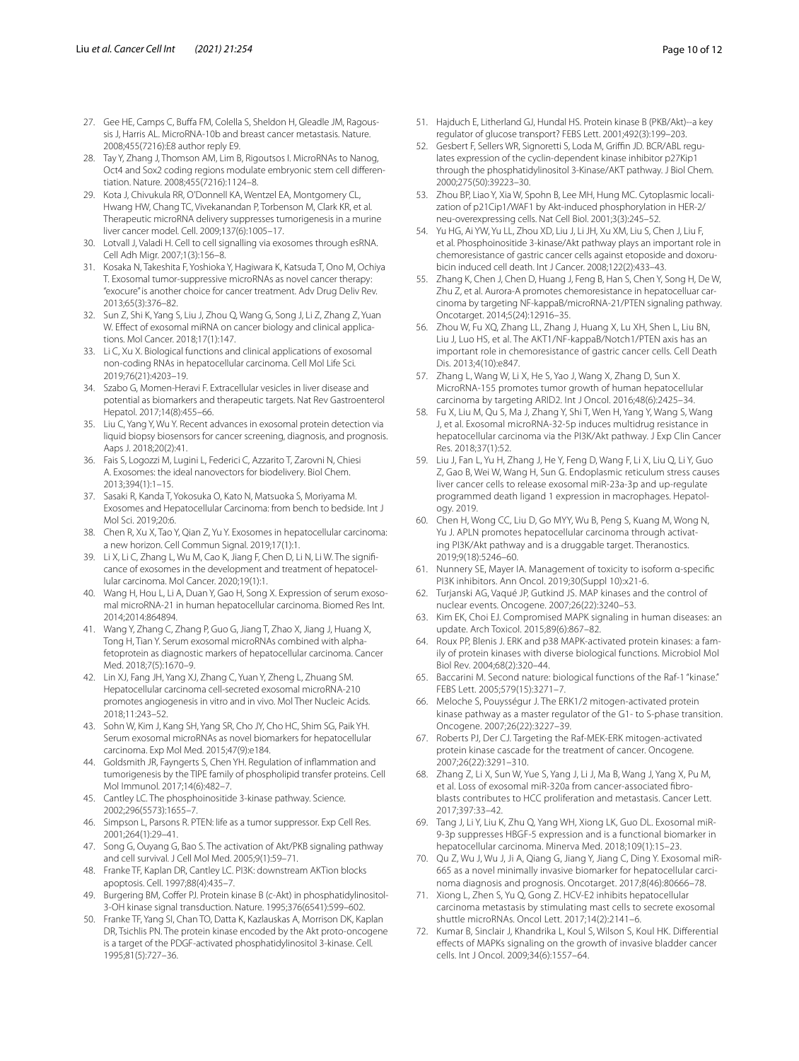27. Gee HE, Camps C, Buffa FM, Colella S, Sheldon H, Gleadle JM, Ragoussis J, Harris AL. MicroRNA-10b and breast cancer metastasis. Nature. 2008;455(7216):E8 author reply E9.
28. Tay Y, Zhang J, Thomson AM, Lim B, Rigoutsos I. MicroRNAs to Nanog, Oct4 and Sox2 coding regions modulate embryonic stem cell differentiation. Nature. 2008;455(7216):1124–8.
29. Kota J, Chivukula RR, O'Donnell KA, Wentzel EA, Montgomery CL, Hwang HW, Chang TC, Vivekanandan P, Torbenson M, Clark KR, et al. Therapeutic microRNA delivery suppresses tumorigenesis in a murine liver cancer model. Cell. 2009;137(6):1005–17.
30. Lotvall J, Valadi H. Cell to cell signalling via exosomes through esRNA. Cell Adh Migr. 2007;1(3):156–8.
31. Kosaka N, Takeshita F, Yoshioka Y, Hagiwara K, Katsuda T, Ono M, Ochiya T. Exosomal tumor-suppressive microRNAs as novel cancer therapy: "exocure" is another choice for cancer treatment. Adv Drug Deliv Rev. 2013;65(3):376–82.
32. Sun Z, Shi K, Yang S, Liu J, Zhou Q, Wang G, Song J, Li Z, Zhang Z, Yuan W. Effect of exosomal miRNA on cancer biology and clinical applications. Mol Cancer. 2018;17(1):147.
33. Li C, Xu X. Biological functions and clinical applications of exosomal non-coding RNAs in hepatocellular carcinoma. Cell Mol Life Sci. 2019;76(21):4203–19.
34. Szabo G, Momen-Heravi F. Extracellular vesicles in liver disease and potential as biomarkers and therapeutic targets. Nat Rev Gastroenterol Hepatol. 2017;14(8):455–66.
35. Liu C, Yang Y, Wu Y. Recent advances in exosomal protein detection via liquid biopsy biosensors for cancer screening, diagnosis, and prognosis. Aaps J. 2018;20(2):41.
36. Fais S, Logozzi M, Lugini L, Federici C, Azzarito T, Zarovni N, Chiesi A. Exosomes: the ideal nanovectors for biodelivery. Biol Chem. 2013;394(1):1–15.
37. Sasaki R, Kanda T, Yokosuka O, Kato N, Matsuoka S, Moriyama M. Exosomes and Hepatocellular Carcinoma: from bench to bedside. Int J Mol Sci. 2019;20:6.
38. Chen R, Xu X, Tao Y, Qian Z, Yu Y. Exosomes in hepatocellular carcinoma: a new horizon. Cell Commun Signal. 2019;17(1):1.
39. Li X, Li C, Zhang L, Wu M, Cao K, Jiang F, Chen D, Li N, Li W. The significance of exosomes in the development and treatment of hepatocellular carcinoma. Mol Cancer. 2020;19(1):1.
40. Wang H, Hou L, Li A, Duan Y, Gao H, Song X. Expression of serum exosomal microRNA-21 in human hepatocellular carcinoma. Biomed Res Int. 2014;2014:864894.
41. Wang Y, Zhang C, Zhang P, Guo G, Jiang T, Zhao X, Jiang J, Huang X, Tong H, Tian Y. Serum exosomal microRNAs combined with alpha-fetoprotein as diagnostic markers of hepatocellular carcinoma. Cancer Med. 2018;7(5):1670–9.
42. Lin XJ, Fang JH, Yang XJ, Zhang C, Yuan Y, Zheng L, Zhuang SM. Hepatocellular carcinoma cell-secreted exosomal microRNA-210 promotes angiogenesis in vitro and in vivo. Mol Ther Nucleic Acids. 2018;11:243–52.
43. Sohn W, Kim J, Kang SH, Yang SR, Cho JY, Cho HC, Shim SG, Paik YH. Serum exosomal microRNAs as novel biomarkers for hepatocellular carcinoma. Exp Mol Med. 2015;47(9):e184.
44. Goldsmith JR, Fayngerts S, Chen YH. Regulation of inflammation and tumorigenesis by the TIPE family of phospholipid transfer proteins. Cell Mol Immunol. 2017;14(6):482–7.
45. Cantley LC. The phosphoinositide 3-kinase pathway. Science. 2002;296(5573):1655–7.
46. Simpson L, Parsons R. PTEN: life as a tumor suppressor. Exp Cell Res. 2001;264(1):29–41.
47. Song G, Ouyang G, Bao S. The activation of Akt/PKB signaling pathway and cell survival. J Cell Mol Med. 2005;9(1):59–71.
48. Franke TF, Kaplan DR, Cantley LC. PI3K: downstream AKTion blocks apoptosis. Cell. 1997;88(4):435–7.
49. Burgering BM, Coffer PJ. Protein kinase B (c-Akt) in phosphatidylinositol-3-OH kinase signal transduction. Nature. 1995;376(6541):599–602.
50. Franke TF, Yang SI, Chan TO, Datta K, Kazlauskas A, Morrison DK, Kaplan DR, Tsichlis PN. The protein kinase encoded by the Akt proto-oncogene is a target of the PDGF-activated phosphatidylinositol 3-kinase. Cell. 1995;81(5):727–36.
51. Hajduch E, Litherland GJ, Hundal HS. Protein kinase B (PKB/Akt)--a key regulator of glucose transport? FEBS Lett. 2001;492(3):199–203.
52. Gesbert F, Sellers WR, Signoretti S, Loda M, Griffin JD. BCR/ABL regulates expression of the cyclin-dependent kinase inhibitor p27Kip1 through the phosphatidylinositol 3-Kinase/AKT pathway. J Biol Chem. 2000;275(50):39223–30.
53. Zhou BP, Liao Y, Xia W, Spohn B, Lee MH, Hung MC. Cytoplasmic localization of p21Cip1/WAF1 by Akt-induced phosphorylation in HER-2/neu-overexpressing cells. Nat Cell Biol. 2001;3(3):245–52.
54. Yu HG, Ai YW, Yu LL, Zhou XD, Liu J, Li JH, Xu XM, Liu S, Chen J, Liu F, et al. Phosphoinositide 3-kinase/Akt pathway plays an important role in chemoresistance of gastric cancer cells against etoposide and doxorubicin induced cell death. Int J Cancer. 2008;122(2):433–43.
55. Zhang K, Chen J, Chen D, Huang J, Feng B, Han S, Chen Y, Song H, De W, Zhu Z, et al. Aurora-A promotes chemoresistance in hepatocelluar carcinoma by targeting NF-kappaB/microRNA-21/PTEN signaling pathway. Oncotarget. 2014;5(24):12916–35.
56. Zhou W, Fu XQ, Zhang LL, Zhang J, Huang X, Lu XH, Shen L, Liu BN, Liu J, Luo HS, et al. The AKT1/NF-kappaB/Notch1/PTEN axis has an important role in chemoresistance of gastric cancer cells. Cell Death Dis. 2013;4(10):e847.
57. Zhang L, Wang W, Li X, He S, Yao J, Wang X, Zhang D, Sun X. MicroRNA-155 promotes tumor growth of human hepatocellular carcinoma by targeting ARID2. Int J Oncol. 2016;48(6):2425–34.
58. Fu X, Liu M, Qu S, Ma J, Zhang Y, Shi T, Wen H, Yang Y, Wang S, Wang J, et al. Exosomal microRNA-32-5p induces multidrug resistance in hepatocellular carcinoma via the PI3K/Akt pathway. J Exp Clin Cancer Res. 2018;37(1):52.
59. Liu J, Fan L, Yu H, Zhang J, He Y, Feng D, Wang F, Li X, Liu Q, Li Y, Guo Z, Gao B, Wei W, Wang H, Sun G. Endoplasmic reticulum stress causes liver cancer cells to release exosomal miR-23a-3p and up-regulate programmed death ligand 1 expression in macrophages. Hepatology. 2019.
60. Chen H, Wong CC, Liu D, Go MYY, Wu B, Peng S, Kuang M, Wong N, Yu J. APLN promotes hepatocellular carcinoma through activating PI3K/Akt pathway and is a druggable target. Theranostics. 2019;9(18):5246–60.
61. Nunnery SE, Mayer IA. Management of toxicity to isoform α-specific PI3K inhibitors. Ann Oncol. 2019;30(Suppl 10):x21-6.
62. Turjanski AG, Vaqué JP, Gutkind JS. MAP kinases and the control of nuclear events. Oncogene. 2007;26(22):3240–53.
63. Kim EK, Choi EJ. Compromised MAPK signaling in human diseases: an update. Arch Toxicol. 2015;89(6):867–82.
64. Roux PP, Blenis J. ERK and p38 MAPK-activated protein kinases: a family of protein kinases with diverse biological functions. Microbiol Mol Biol Rev. 2004;68(2):320–44.
65. Baccarini M. Second nature: biological functions of the Raf-1 "kinase." FEBS Lett. 2005;579(15):3271–7.
66. Meloche S, Pouysségur J. The ERK1/2 mitogen-activated protein kinase pathway as a master regulator of the G1- to S-phase transition. Oncogene. 2007;26(22):3227–39.
67. Roberts PJ, Der CJ. Targeting the Raf-MEK-ERK mitogen-activated protein kinase cascade for the treatment of cancer. Oncogene. 2007;26(22):3291–310.
68. Zhang Z, Li X, Sun W, Yue S, Yang J, Li J, Ma B, Wang J, Yang X, Pu M, et al. Loss of exosomal miR-320a from cancer-associated fibroblasts contributes to HCC proliferation and metastasis. Cancer Lett. 2017;397:33–42.
69. Tang J, Li Y, Liu K, Zhu Q, Yang WH, Xiong LK, Guo DL. Exosomal miR-9-3p suppresses HBGF-5 expression and is a functional biomarker in hepatocellular carcinoma. Minerva Med. 2018;109(1):15–23.
70. Qu Z, Wu J, Wu J, Ji A, Qiang G, Jiang Y, Jiang C, Ding Y. Exosomal miR-665 as a novel minimally invasive biomarker for hepatocellular carcinoma diagnosis and prognosis. Oncotarget. 2017;8(46):80666–78.
71. Xiong L, Zhen S, Yu Q, Gong Z. HCV-E2 inhibits hepatocellular carcinoma metastasis by stimulating mast cells to secrete exosomal shuttle microRNAs. Oncol Lett. 2017;14(2):2141–6.
72. Kumar B, Sinclair J, Khandrika L, Koul S, Wilson S, Koul HK. Differential effects of MAPKs signaling on the growth of invasive bladder cancer cells. Int J Oncol. 2009;34(6):1557–64.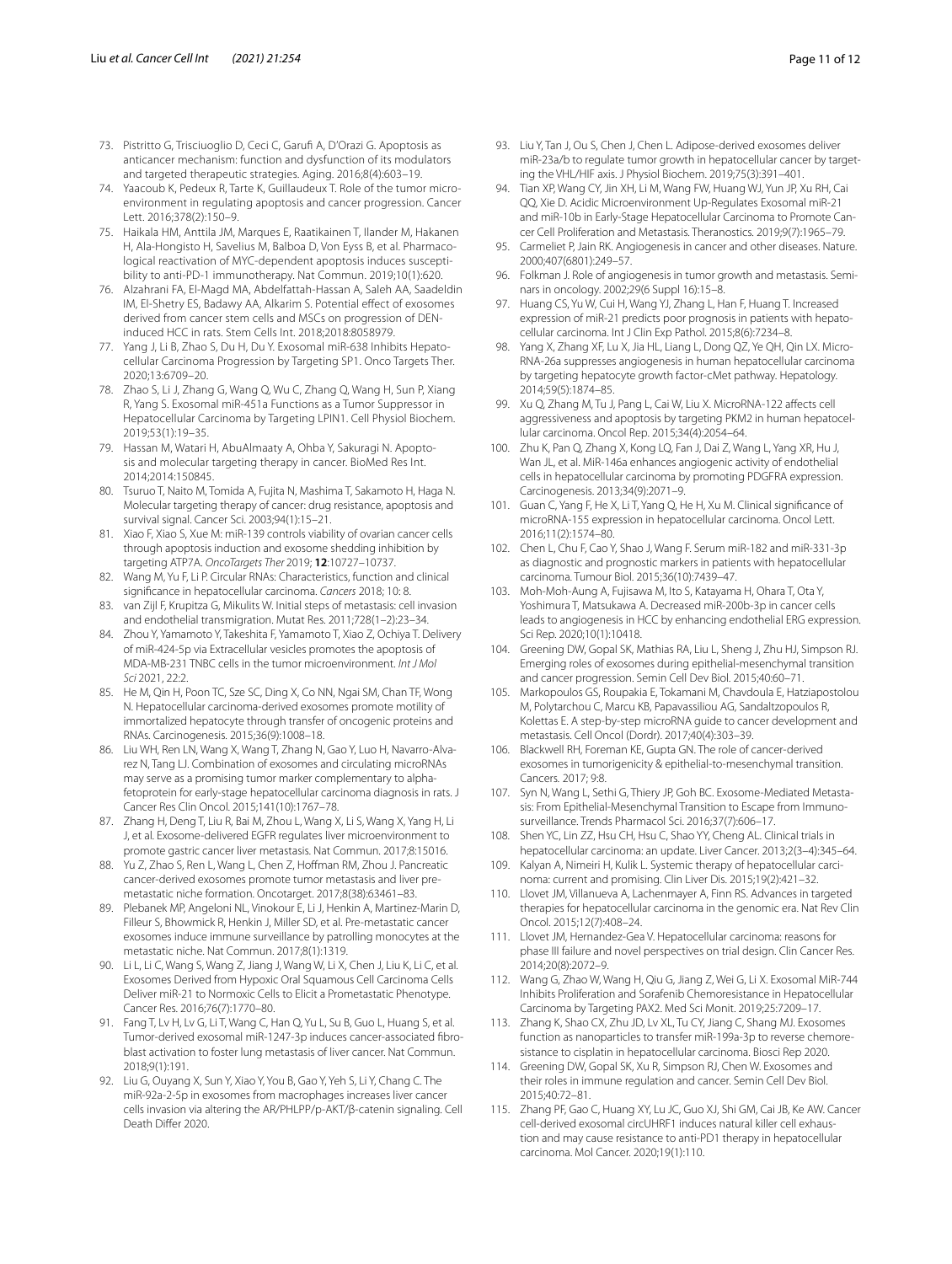73. Pistritto G, Trisciuoglio D, Ceci C, Garufi A, D'Orazi G. Apoptosis as anticancer mechanism: function and dysfunction of its modulators and targeted therapeutic strategies. Aging. 2016;8(4):603–19.
74. Yaacoub K, Pedeux R, Tarte K, Guillaudeux T. Role of the tumor microenvironment in regulating apoptosis and cancer progression. Cancer Lett. 2016;378(2):150–9.
75. Haikala HM, Anttila JM, Marques E, Raatikainen T, Ilander M, Hakanen H, Ala-Hongisto H, Savelius M, Balboa D, Von Eyss B, et al. Pharmacological reactivation of MYC-dependent apoptosis induces susceptibility to anti-PD-1 immunotherapy. Nat Commun. 2019;10(1):620.
76. Alzahrani FA, El-Magd MA, Abdelfattah-Hassan A, Saleh AA, Saadeldin IM, El-Shetry ES, Badawy AA, Alkarim S. Potential effect of exosomes derived from cancer stem cells and MSCs on progression of DEN-induced HCC in rats. Stem Cells Int. 2018;2018:8058979.
77. Yang J, Li B, Zhao S, Du H, Du Y. Exosomal miR-638 Inhibits Hepatocellular Carcinoma Progression by Targeting SP1. Onco Targets Ther. 2020;13:6709–20.
78. Zhao S, Li J, Zhang G, Wang Q, Wu C, Zhang Q, Wang H, Sun P, Xiang R, Yang S. Exosomal miR-451a Functions as a Tumor Suppressor in Hepatocellular Carcinoma by Targeting LPIN1. Cell Physiol Biochem. 2019;53(1):19–35.
79. Hassan M, Watari H, AbuAlmaaty A, Ohba Y, Sakuragi N. Apoptosis and molecular targeting therapy in cancer. BioMed Res Int. 2014;2014:150845.
80. Tsuruo T, Naito M, Tomida A, Fujita N, Mashima T, Sakamoto H, Haga N. Molecular targeting therapy of cancer: drug resistance, apoptosis and survival signal. Cancer Sci. 2003;94(1):15–21.
81. Xiao F, Xiao S, Xue M: miR-139 controls viability of ovarian cancer cells through apoptosis induction and exosome shedding inhibition by targeting ATP7A. *OncoTargets Ther* 2019; **12**:10727–10737.
82. Wang M, Yu F, Li P. Circular RNAs: Characteristics, function and clinical significance in hepatocellular carcinoma. *Cancers* 2018; 10: 8.
83. van Zijl F, Krupitza G, Mikulits W. Initial steps of metastasis: cell invasion and endothelial transmigration. Mutat Res. 2011;728(1–2):23–34.
84. Zhou Y, Yamamoto Y, Takeshita F, Yamamoto T, Xiao Z, Ochiya T. Delivery of miR-424-5p via Extracellular vesicles promotes the apoptosis of MDA-MB-231 TNBC cells in the tumor microenvironment. *Int J Mol Sci* 2021, 22:2.
85. He M, Qin H, Poon TC, Sze SC, Ding X, Co NN, Ngai SM, Chan TF, Wong N. Hepatocellular carcinoma-derived exosomes promote motility of immortalized hepatocyte through transfer of oncogenic proteins and RNAs. Carcinogenesis. 2015;36(9):1008–18.
86. Liu WH, Ren LN, Wang X, Wang T, Zhang N, Gao Y, Luo H, Navarro-Alvarez N, Tang LJ. Combination of exosomes and circulating microRNAs may serve as a promising tumor marker complementary to alpha-fetoprotein for early-stage hepatocellular carcinoma diagnosis in rats. J Cancer Res Clin Oncol. 2015;141(10):1767–78.
87. Zhang H, Deng T, Liu R, Bai M, Zhou L, Wang X, Li S, Wang X, Yang H, Li J, et al. Exosome-delivered EGFR regulates liver microenvironment to promote gastric cancer liver metastasis. Nat Commun. 2017;8:15016.
88. Yu Z, Zhao S, Ren L, Wang L, Chen Z, Hoffman RM, Zhou J. Pancreatic cancer-derived exosomes promote tumor metastasis and liver pre-metastatic niche formation. Oncotarget. 2017;8(38):63461–83.
89. Plebanek MP, Angeloni NL, Vinokour E, Li J, Henkin A, Martinez-Marin D, Filleur S, Bhowmick R, Henkin J, Miller SD, et al. Pre-metastatic cancer exosomes induce immune surveillance by patrolling monocytes at the metastatic niche. Nat Commun. 2017;8(1):1319.
90. Li L, Li C, Wang S, Wang Z, Jiang J, Wang W, Li X, Chen J, Liu K, Li C, et al. Exosomes Derived from Hypoxic Oral Squamous Cell Carcinoma Cells Deliver miR-21 to Normoxic Cells to Elicit a Prometastatic Phenotype. Cancer Res. 2016;76(7):1770–80.
91. Fang T, Lv H, Lv G, Li T, Wang C, Han Q, Yu L, Su B, Guo L, Huang S, et al. Tumor-derived exosomal miR-1247-3p induces cancer-associated fibroblast activation to foster lung metastasis of liver cancer. Nat Commun. 2018;9(1):191.
92. Liu G, Ouyang X, Sun Y, Xiao Y, You B, Gao Y, Yeh S, Li Y, Chang C. The miR-92a-2-5p in exosomes from macrophages increases liver cancer cells invasion via altering the AR/PHLPP/p-AKT/β-catenin signaling. Cell Death Differ 2020.
93. Liu Y, Tan J, Ou S, Chen J, Chen L. Adipose-derived exosomes deliver miR-23a/b to regulate tumor growth in hepatocellular cancer by targeting the VHL/HIF axis. J Physiol Biochem. 2019;75(3):391–401.
94. Tian XP, Wang CY, Jin XH, Li M, Wang FW, Huang WJ, Yun JP, Xu RH, Cai QQ, Xie D. Acidic Microenvironment Up-Regulates Exosomal miR-21 and miR-10b in Early-Stage Hepatocellular Carcinoma to Promote Cancer Cell Proliferation and Metastasis. Theranostics. 2019;9(7):1965–79.
95. Carmeliet P, Jain RK. Angiogenesis in cancer and other diseases. Nature. 2000;407(6801):249–57.
96. Folkman J. Role of angiogenesis in tumor growth and metastasis. Seminars in oncology. 2002;29(6 Suppl 16):15–8.
97. Huang CS, Yu W, Cui H, Wang YJ, Zhang L, Han F, Huang T. Increased expression of miR-21 predicts poor prognosis in patients with hepatocellular carcinoma. Int J Clin Exp Pathol. 2015;8(6):7234–8.
98. Yang X, Zhang XF, Lu X, Jia HL, Liang L, Dong QZ, Ye QH, Qin LX. MicroRNA-26a suppresses angiogenesis in human hepatocellular carcinoma by targeting hepatocyte growth factor-cMet pathway. Hepatology. 2014;59(5):1874–85.
99. Xu Q, Zhang M, Tu J, Pang L, Cai W, Liu X. MicroRNA-122 affects cell aggressiveness and apoptosis by targeting PKM2 in human hepatocellular carcinoma. Oncol Rep. 2015;34(4):2054–64.
100. Zhu K, Pan Q, Zhang X, Kong LQ, Fan J, Dai Z, Wang L, Yang XR, Hu J, Wan JL, et al. MiR-146a enhances angiogenic activity of endothelial cells in hepatocellular carcinoma by promoting PDGFRA expression. Carcinogenesis. 2013;34(9):2071–9.
101. Guan C, Yang F, He X, Li T, Yang Q, He H, Xu M. Clinical significance of microRNA-155 expression in hepatocellular carcinoma. Oncol Lett. 2016;11(2):1574–80.
102. Chen L, Chu F, Cao Y, Shao J, Wang F. Serum miR-182 and miR-331-3p as diagnostic and prognostic markers in patients with hepatocellular carcinoma. Tumour Biol. 2015;36(10):7439–47.
103. Moh-Moh-Aung A, Fujisawa M, Ito S, Katayama H, Ohara T, Ota Y, Yoshimura T, Matsukawa A. Decreased miR-200b-3p in cancer cells leads to angiogenesis in HCC by enhancing endothelial ERG expression. Sci Rep. 2020;10(1):10418.
104. Greening DW, Gopal SK, Mathias RA, Liu L, Sheng J, Zhu HJ, Simpson RJ. Emerging roles of exosomes during epithelial-mesenchymal transition and cancer progression. Semin Cell Dev Biol. 2015;40:60–71.
105. Markopoulos GS, Roupakia E, Tokamani M, Chavdoula E, Hatziapostolou M, Polytarchou C, Marcu KB, Papavassiliou AG, Sandaltzopoulos R, Kolettas E. A step-by-step microRNA guide to cancer development and metastasis. Cell Oncol (Dordr). 2017;40(4):303–39.
106. Blackwell RH, Foreman KE, Gupta GN. The role of cancer-derived exosomes in tumorigenicity & epithelial-to-mesenchymal transition. Cancers. 2017; 9:8.
107. Syn N, Wang L, Sethi G, Thiery JP, Goh BC. Exosome-Mediated Metastasis: From Epithelial-Mesenchymal Transition to Escape from Immunosurveillance. Trends Pharmacol Sci. 2016;37(7):606–17.
108. Shen YC, Lin ZZ, Hsu CH, Hsu C, Shao YY, Cheng AL. Clinical trials in hepatocellular carcinoma: an update. Liver Cancer. 2013;2(3–4):345–64.
109. Kalyan A, Nimeiri H, Kulik L. Systemic therapy of hepatocellular carcinoma: current and promising. Clin Liver Dis. 2015;19(2):421–32.
110. Llovet JM, Villanueva A, Lachenmayer A, Finn RS. Advances in targeted therapies for hepatocellular carcinoma in the genomic era. Nat Rev Clin Oncol. 2015;12(7):408–24.
111. Llovet JM, Hernandez-Gea V. Hepatocellular carcinoma: reasons for phase III failure and novel perspectives on trial design. Clin Cancer Res. 2014;20(8):2072–9.
112. Wang G, Zhao W, Wang H, Qiu G, Jiang Z, Wei G, Li X. Exosomal MiR-744 Inhibits Proliferation and Sorafenib Chemoresistance in Hepatocellular Carcinoma by Targeting PAX2. Med Sci Monit. 2019;25:7209–17.
113. Zhang K, Shao CX, Zhu JD, Lv XL, Tu CY, Jiang C, Shang MJ. Exosomes function as nanoparticles to transfer miR-199a-3p to reverse chemoresistance to cisplatin in hepatocellular carcinoma. Biosci Rep 2020.
114. Greening DW, Gopal SK, Xu R, Simpson RJ, Chen W. Exosomes and their roles in immune regulation and cancer. Semin Cell Dev Biol. 2015;40:72–81.
115. Zhang PF, Gao C, Huang XY, Lu JC, Guo XJ, Shi GM, Cai JB, Ke AW. Cancer cell-derived exosomal circUHRF1 induces natural killer cell exhaustion and may cause resistance to anti-PD1 therapy in hepatocellular carcinoma. Mol Cancer. 2020;19(1):110.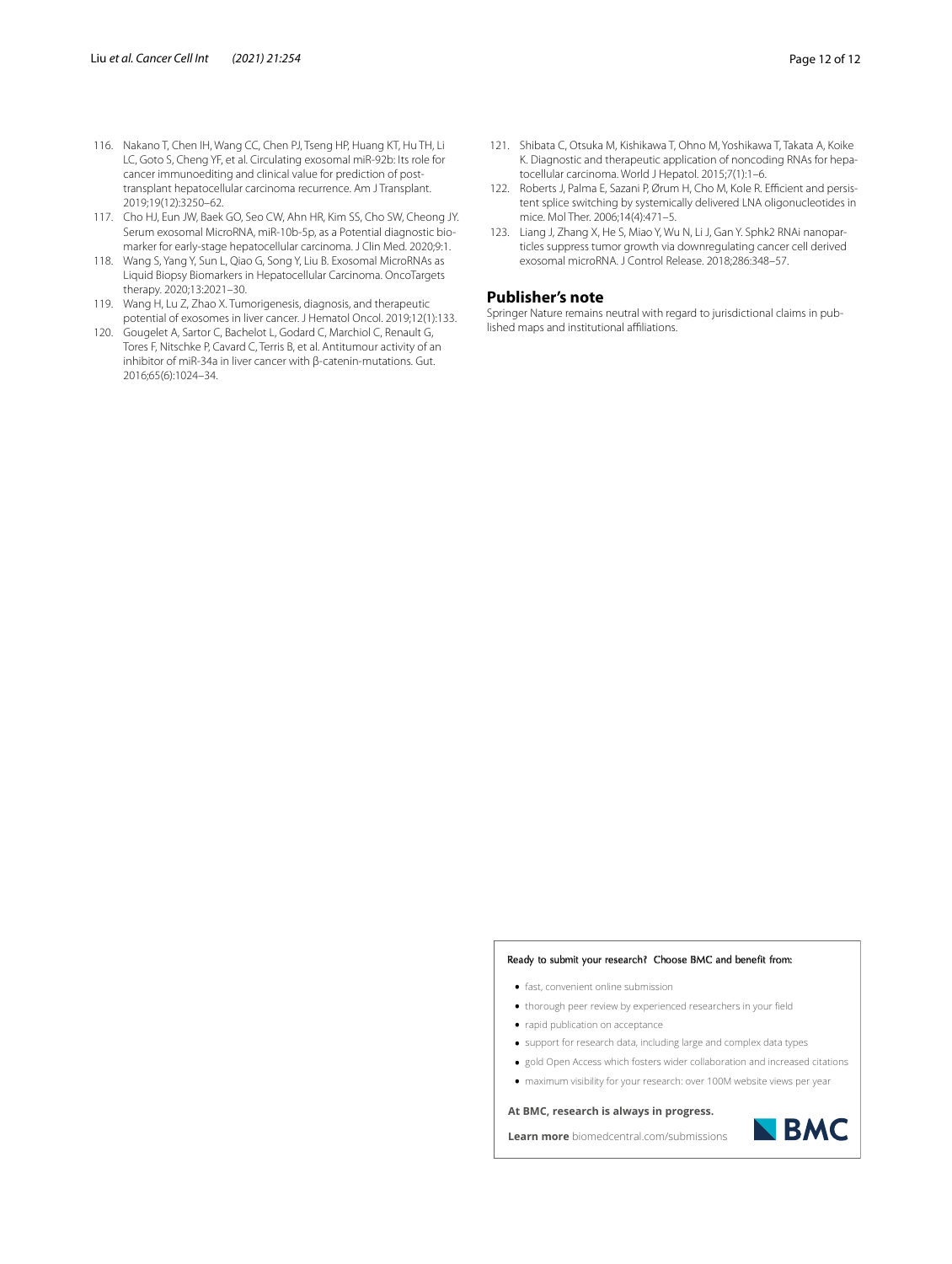116. Nakano T, Chen IH, Wang CC, Chen PJ, Tseng HP, Huang KT, Hu TH, Li LC, Goto S, Cheng YF, et al. Circulating exosomal miR-92b: Its role for cancer immunoediting and clinical value for prediction of post-transplant hepatocellular carcinoma recurrence. Am J Transplant. 2019;19(12):3250–62.
117. Cho HJ, Eun JW, Baek GO, Seo CW, Ahn HR, Kim SS, Cho SW, Cheong JY. Serum exosomal MicroRNA, miR-10b-5p, as a Potential diagnostic biomarker for early-stage hepatocellular carcinoma. J Clin Med. 2020;9:1.
118. Wang S, Yang Y, Sun L, Qiao G, Song Y, Liu B. Exosomal MicroRNAs as Liquid Biopsy Biomarkers in Hepatocellular Carcinoma. OncoTargets therapy. 2020;13:2021–30.
119. Wang H, Lu Z, Zhao X. Tumorigenesis, diagnosis, and therapeutic potential of exosomes in liver cancer. J Hematol Oncol. 2019;12(1):133.
120. Gougelet A, Sartor C, Bachelot L, Godard C, Marchiol C, Renault G, Tores F, Nitschke P, Cavard C, Terris B, et al. Antitumour activity of an inhibitor of miR-34a in liver cancer with β-catenin-mutations. Gut. 2016;65(6):1024–34.
121. Shibata C, Otsuka M, Kishikawa T, Ohno M, Yoshikawa T, Takata A, Koike K. Diagnostic and therapeutic application of noncoding RNAs for hepatocellular carcinoma. World J Hepatol. 2015;7(1):1–6.
122. Roberts J, Palma E, Sazani P, Ørum H, Cho M, Kole R. Efficient and persistent splice switching by systemically delivered LNA oligonucleotides in mice. Mol Ther. 2006;14(4):471–5.
123. Liang J, Zhang X, He S, Miao Y, Wu N, Li J, Gan Y. Sphk2 RNAi nanoparticles suppress tumor growth via downregulating cancer cell derived exosomal microRNA. J Control Release. 2018;286:348–57.

## Publisher's note

Springer Nature remains neutral with regard to jurisdictional claims in published maps and institutional affiliations.

Ready to submit your research? Choose BMC and benefit from:

- fast, convenient online submission
- thorough peer review by experienced researchers in your field
- rapid publication on acceptance
- support for research data, including large and complex data types
- gold Open Access which fosters wider collaboration and increased citations
- maximum visibility for your research: over 100M website views per year

**At BMC, research is always in progress.**

**Learn more** biomedcentral.com/submissions

BMC